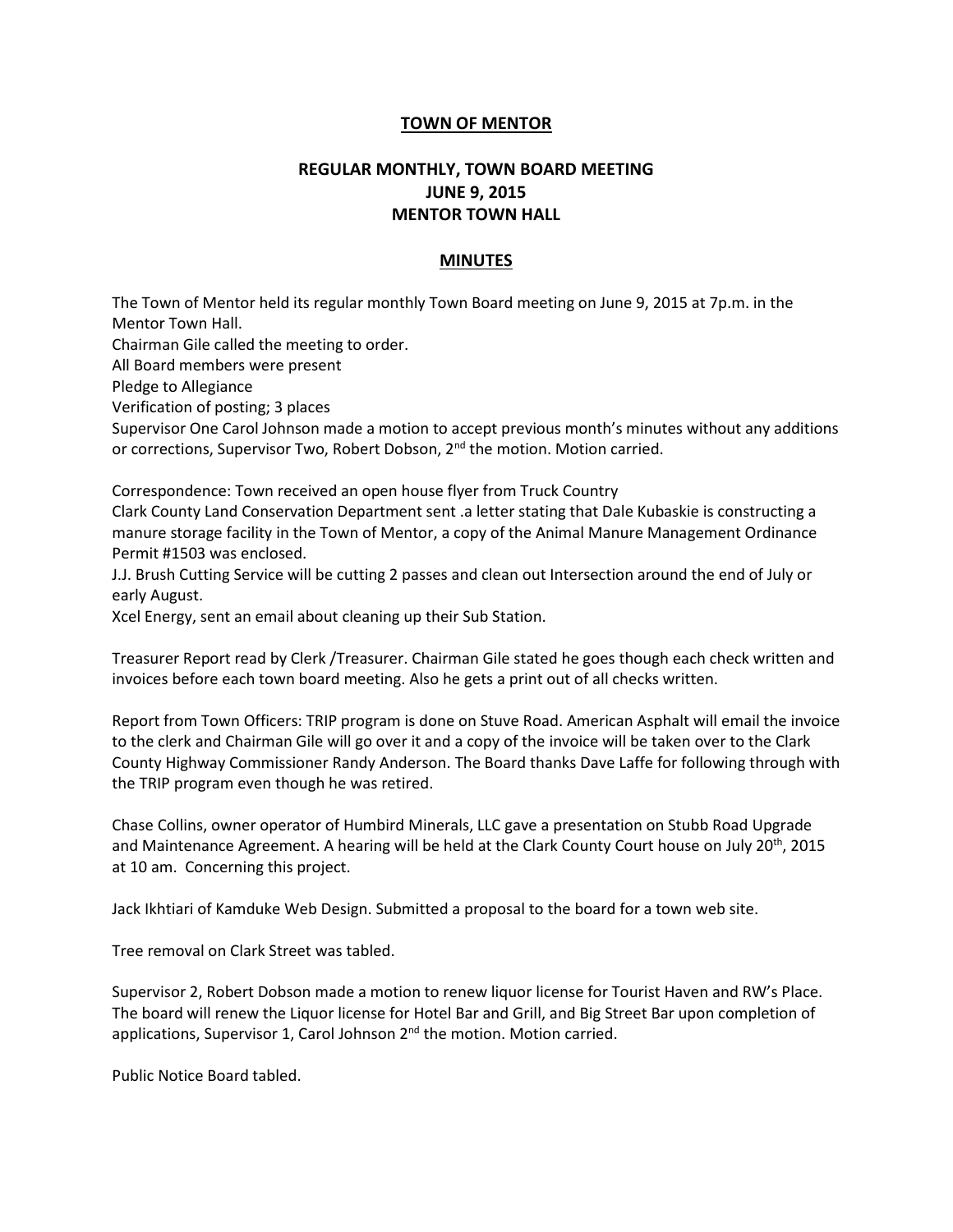**TOWN OF MENTOR**

**REGULAR MONTHLY, TOWN BOARD MEETING**
**JUNE 9, 2015**
**MENTOR TOWN HALL**

**MINUTES**

The Town of Mentor held its regular monthly Town Board meeting on June 9, 2015 at 7p.m. in the Mentor Town Hall.
Chairman Gile called the meeting to order.
All Board members were present
Pledge to Allegiance
Verification of posting; 3 places
Supervisor One Carol Johnson made a motion to accept previous month's minutes without any additions or corrections, Supervisor Two, Robert Dobson, 2nd the motion. Motion carried.

Correspondence: Town received an open house flyer from Truck Country
Clark County Land Conservation Department sent .a letter stating that Dale Kubaskie is constructing a manure storage facility in the Town of Mentor, a copy of the Animal Manure Management Ordinance Permit #1503 was enclosed.
J.J. Brush Cutting Service will be cutting 2 passes and clean out Intersection around the end of July or early August.
Xcel Energy, sent an email about cleaning up their Sub Station.

Treasurer Report read by Clerk /Treasurer. Chairman Gile stated he goes though each check written and invoices before each town board meeting. Also he gets a print out of all checks written.

Report from Town Officers: TRIP program is done on Stuve Road. American Asphalt will email the invoice to the clerk and Chairman Gile will go over it and a copy of the invoice will be taken over to the Clark County Highway Commissioner Randy Anderson. The Board thanks Dave Laffe for following through with the TRIP program even though he was retired.

Chase Collins, owner operator of Humbird Minerals, LLC gave a presentation on Stubb Road Upgrade and Maintenance Agreement. A hearing will be held at the Clark County Court house on July 20th, 2015 at 10 am. Concerning this project.

Jack Ikhtiari of Kamduke Web Design. Submitted a proposal to the board for a town web site.

Tree removal on Clark Street was tabled.

Supervisor 2, Robert Dobson made a motion to renew liquor license for Tourist Haven and RW's Place. The board will renew the Liquor license for Hotel Bar and Grill, and Big Street Bar upon completion of applications, Supervisor 1, Carol Johnson 2nd the motion. Motion carried.

Public Notice Board tabled.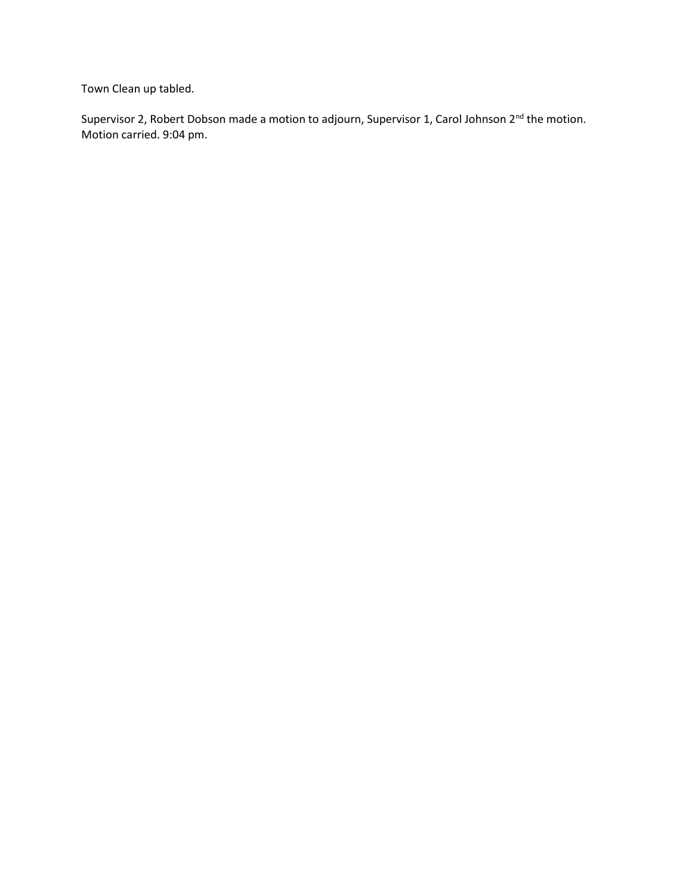Town Clean up tabled.

Supervisor 2, Robert Dobson made a motion to adjourn, Supervisor 1, Carol Johnson 2nd the motion. Motion carried. 9:04 pm.